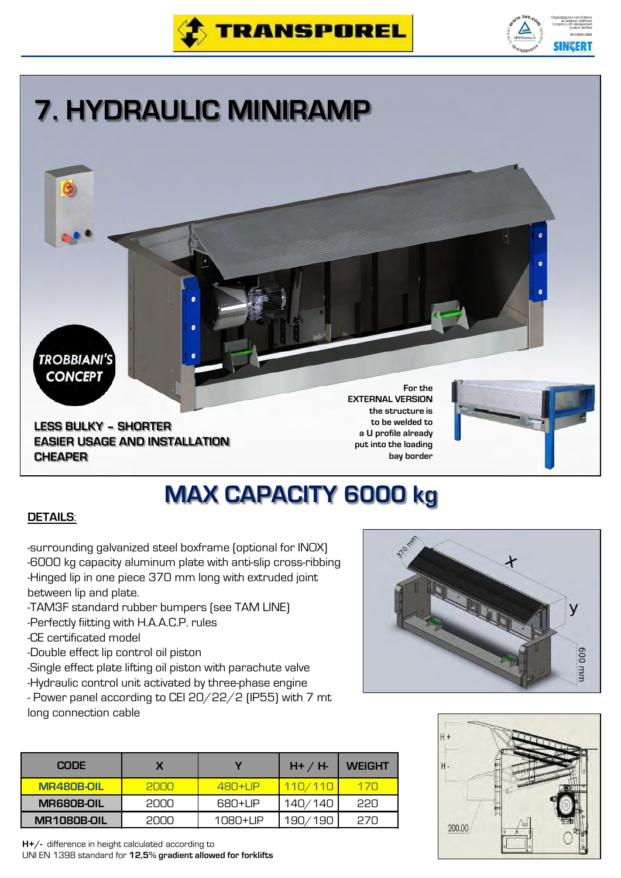TRANSPOREL

# 7. HYDRAULIC MINIRAMP

TROBBIANI'S CONCEPT

LESS BULKY – SHORTER
EASIER USAGE AND INSTALLATION
CHEAPER

For the EXTERNAL VERSION the structure is to be welded to a U profile already put into the loading bay border

## MAX CAPACITY 6000 kg

**DETAILS**:

-surrounding galvanized steel boxframe (optional for INOX)
-6000 kg capacity aluminum plate with anti-slip cross-ribbing
-Hinged lip in one piece 370 mm long with extruded joint between lip and plate.
-TAM3F standard rubber bumpers (see TAM LINE)
-Perfectly fiitting with H.A.A.C.P. rules
-CE certificated model
-Double effect lip control oil piston
-Single effect plate lifting oil piston with parachute valve
-Hydraulic control unit activated by three-phase engine
- Power panel according to CEI 20/22/2 (IP55) with 7 mt long connection cable

| CODE | X | Y | H+ / H- | WEIGHT |
|---|---|---|---|---|
| MR480B-OIL | 2000 | 480+LIP | 110/110 | 170 |
| MR680B-OIL | 2000 | 680+LIP | 140/140 | 220 |
| MR1080B-OIL | 2000 | 1080+LIP | 190/190 | 270 |

**H+/-** difference in height calculated according to UNI EN 1398 standard for **12,5% gradient allowed for forklifts**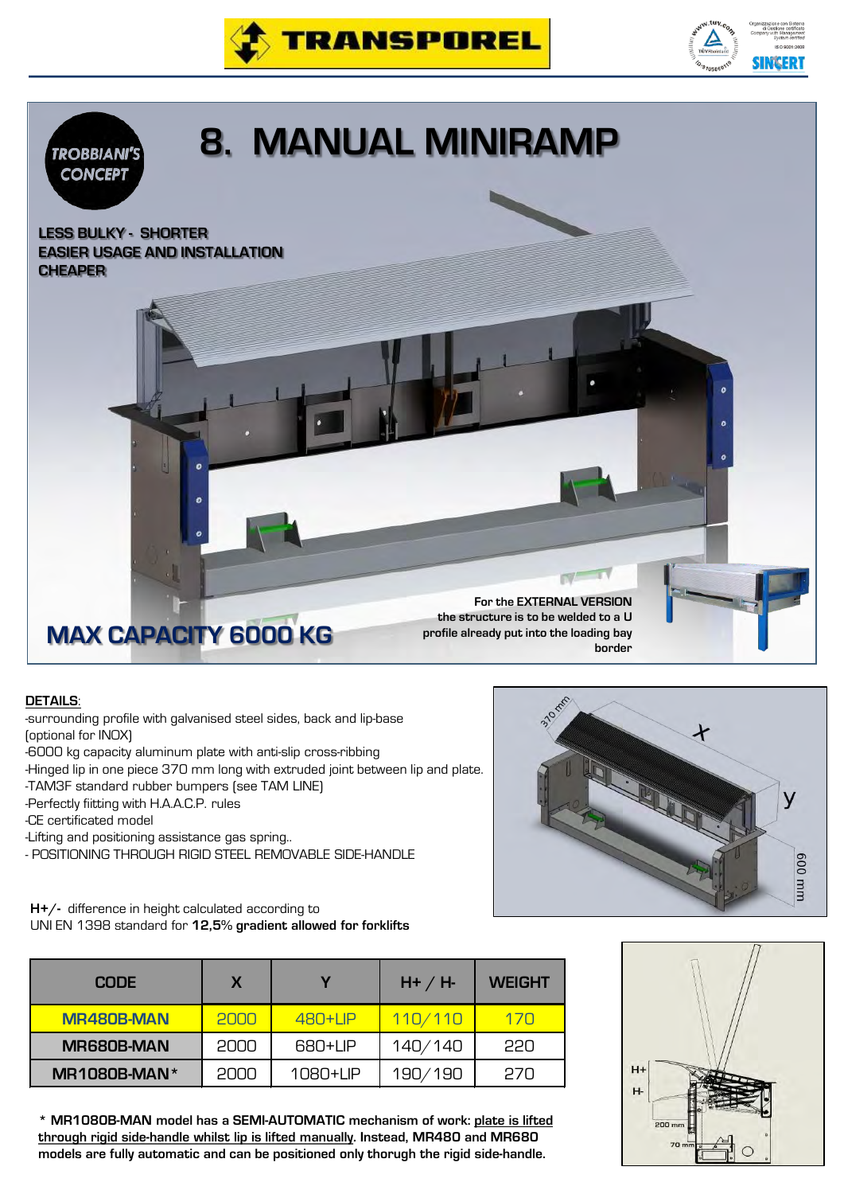TRANSPOREL

# 8. MANUAL MINIRAMP

TROBBIANI'S CONCEPT

**LESS BULKY - SHORTER**
**EASIER USAGE AND INSTALLATION**
**CHEAPER**

For the **EXTERNAL VERSION** the structure is to be welded to a U profile already put into the loading bay border

## MAX CAPACITY 6000 KG

**DETAILS**:

-surrounding profile with galvanised steel sides, back and lip-base (optional for INOX)
-6000 kg capacity aluminum plate with anti-slip cross-ribbing
-Hinged lip in one piece 370 mm long with extruded joint between lip and plate.
-TAM3F standard rubber bumpers (see TAM LINE)
-Perfectly fitting with H.A.A.C.P. rules
-CE certificated model
-Lifting and positioning assistance gas spring..
- POSITIONING THROUGH RIGID STEEL REMOVABLE SIDE-HANDLE

370 mm
X
Y
600 mm

**H+/-** difference in height calculated according to UNI EN 1398 standard for **12,5% gradient allowed for forklifts**

| CODE | X | Y | H+ / H- | WEIGHT |
|---|---|---|---|---|
| MR480B-MAN | 2000 | 480+LIP | 110/110 | 170 |
| MR680B-MAN | 2000 | 680+LIP | 140/140 | 220 |
| MR1080B-MAN* | 2000 | 1080+LIP | 190/190 | 270 |

H+
H-
200 mm
70 mm

**\* MR1080B-MAN model has a SEMI-AUTOMATIC mechanism of work: plate is lifted through rigid side-handle whilst lip is lifted manually. Instead, MR480 and MR680 models are fully automatic and can be positioned only thorugh the rigid side-handle.**